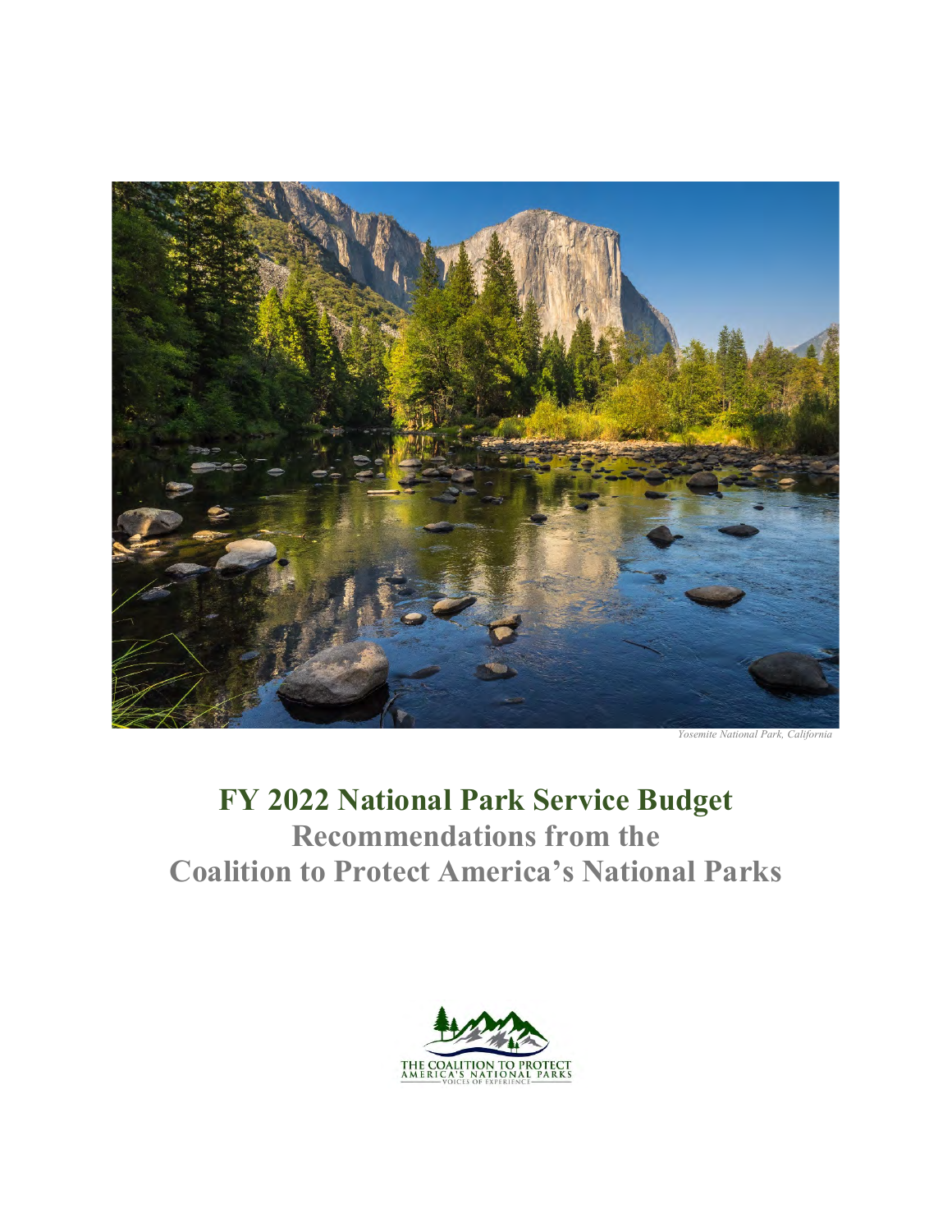*Yosemite National Park, California*

# FY 2022 National Park Service Budget

## Recommendations from the Coalition to Protect America's National Parks

THE COALITION TO PROTECT AMERICA'S NATIONAL PARKS
VOICES OF EXPERIENCE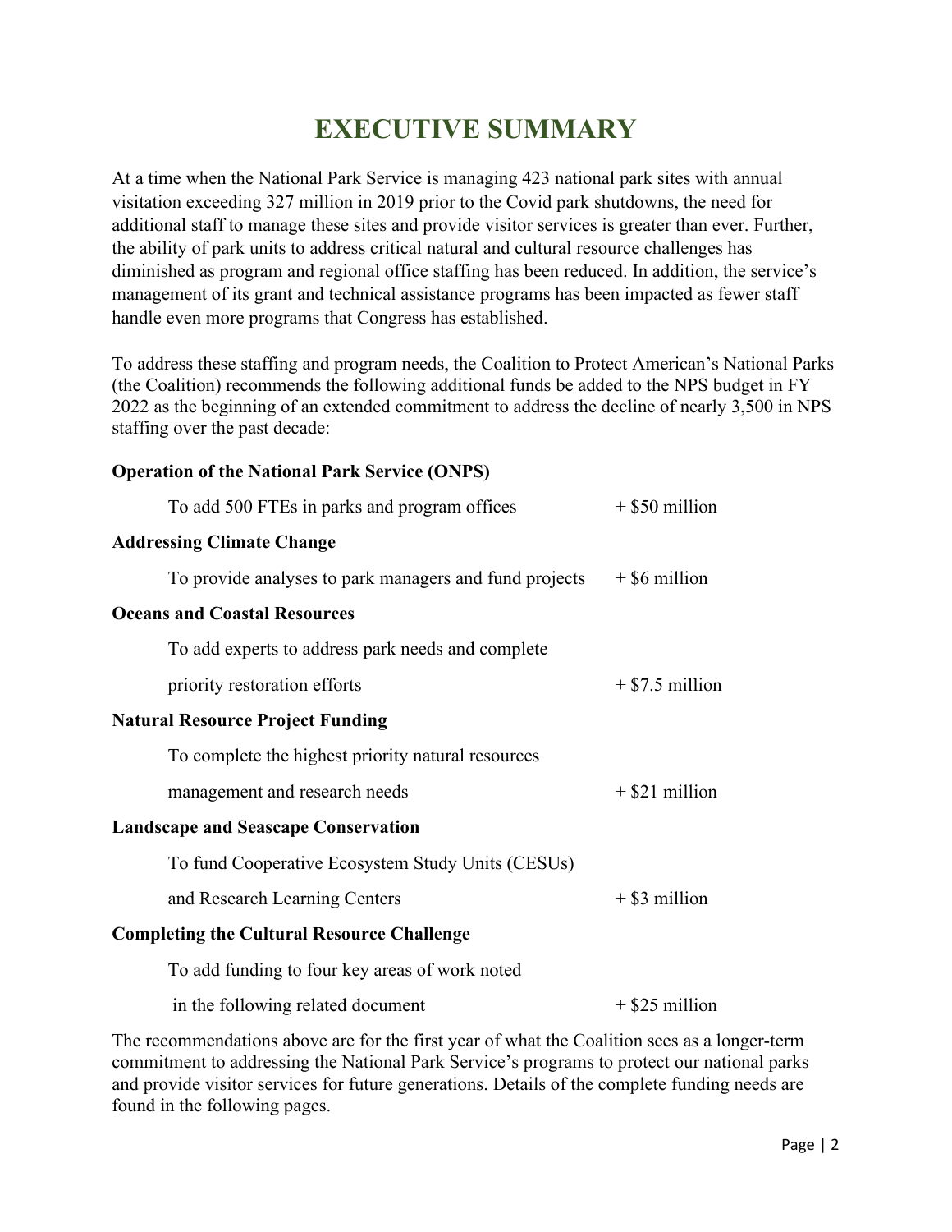# EXECUTIVE SUMMARY

At a time when the National Park Service is managing 423 national park sites with annual visitation exceeding 327 million in 2019 prior to the Covid park shutdowns, the need for additional staff to manage these sites and provide visitor services is greater than ever. Further, the ability of park units to address critical natural and cultural resource challenges has diminished as program and regional office staffing has been reduced. In addition, the service's management of its grant and technical assistance programs has been impacted as fewer staff handle even more programs that Congress has established.

To address these staffing and program needs, the Coalition to Protect American's National Parks (the Coalition) recommends the following additional funds be added to the NPS budget in FY 2022 as the beginning of an extended commitment to address the decline of nearly 3,500 in NPS staffing over the past decade:

**Operation of the National Park Service (ONPS)**

| | |
|---|---|
| To add 500 FTEs in parks and program offices | + $50 million |

**Addressing Climate Change**

| | |
|---|---|
| To provide analyses to park managers and fund projects | + $6 million |

**Oceans and Coastal Resources**

| | |
|---|---|
| To add experts to address park needs and complete priority restoration efforts | + $7.5 million |

**Natural Resource Project Funding**

| | |
|---|---|
| To complete the highest priority natural resources management and research needs | + $21 million |

**Landscape and Seascape Conservation**

| | |
|---|---|
| To fund Cooperative Ecosystem Study Units (CESUs) and Research Learning Centers | + $3 million |

**Completing the Cultural Resource Challenge**

| | |
|---|---|
| To add funding to four key areas of work noted in the following related document | + $25 million |

The recommendations above are for the first year of what the Coalition sees as a longer-term commitment to addressing the National Park Service's programs to protect our national parks and provide visitor services for future generations. Details of the complete funding needs are found in the following pages.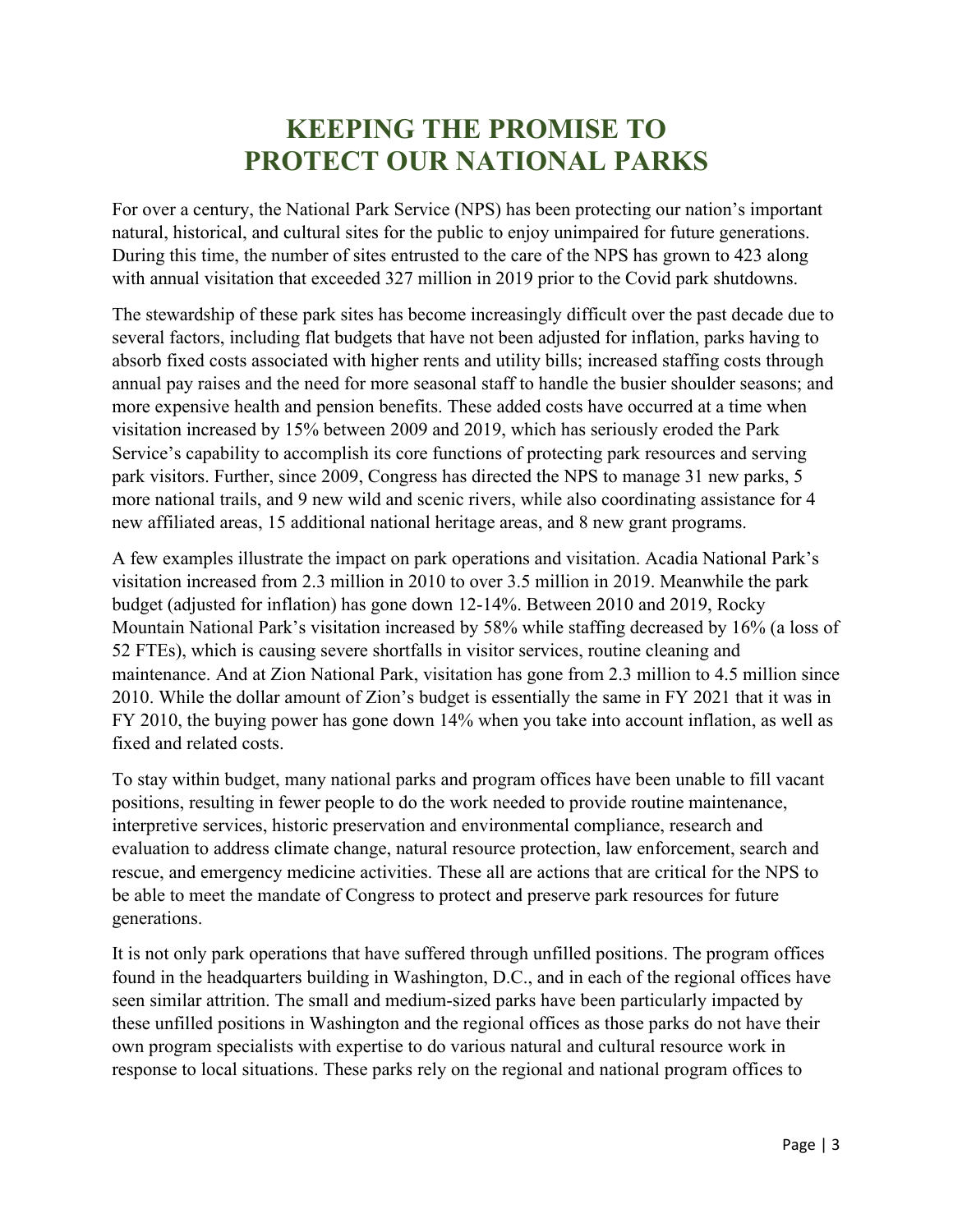# KEEPING THE PROMISE TO PROTECT OUR NATIONAL PARKS

For over a century, the National Park Service (NPS) has been protecting our nation's important natural, historical, and cultural sites for the public to enjoy unimpaired for future generations. During this time, the number of sites entrusted to the care of the NPS has grown to 423 along with annual visitation that exceeded 327 million in 2019 prior to the Covid park shutdowns.

The stewardship of these park sites has become increasingly difficult over the past decade due to several factors, including flat budgets that have not been adjusted for inflation, parks having to absorb fixed costs associated with higher rents and utility bills; increased staffing costs through annual pay raises and the need for more seasonal staff to handle the busier shoulder seasons; and more expensive health and pension benefits. These added costs have occurred at a time when visitation increased by 15% between 2009 and 2019, which has seriously eroded the Park Service's capability to accomplish its core functions of protecting park resources and serving park visitors. Further, since 2009, Congress has directed the NPS to manage 31 new parks, 5 more national trails, and 9 new wild and scenic rivers, while also coordinating assistance for 4 new affiliated areas, 15 additional national heritage areas, and 8 new grant programs.

A few examples illustrate the impact on park operations and visitation. Acadia National Park's visitation increased from 2.3 million in 2010 to over 3.5 million in 2019. Meanwhile the park budget (adjusted for inflation) has gone down 12-14%. Between 2010 and 2019, Rocky Mountain National Park's visitation increased by 58% while staffing decreased by 16% (a loss of 52 FTEs), which is causing severe shortfalls in visitor services, routine cleaning and maintenance. And at Zion National Park, visitation has gone from 2.3 million to 4.5 million since 2010. While the dollar amount of Zion's budget is essentially the same in FY 2021 that it was in FY 2010, the buying power has gone down 14% when you take into account inflation, as well as fixed and related costs.

To stay within budget, many national parks and program offices have been unable to fill vacant positions, resulting in fewer people to do the work needed to provide routine maintenance, interpretive services, historic preservation and environmental compliance, research and evaluation to address climate change, natural resource protection, law enforcement, search and rescue, and emergency medicine activities. These all are actions that are critical for the NPS to be able to meet the mandate of Congress to protect and preserve park resources for future generations.

It is not only park operations that have suffered through unfilled positions. The program offices found in the headquarters building in Washington, D.C., and in each of the regional offices have seen similar attrition. The small and medium-sized parks have been particularly impacted by these unfilled positions in Washington and the regional offices as those parks do not have their own program specialists with expertise to do various natural and cultural resource work in response to local situations. These parks rely on the regional and national program offices to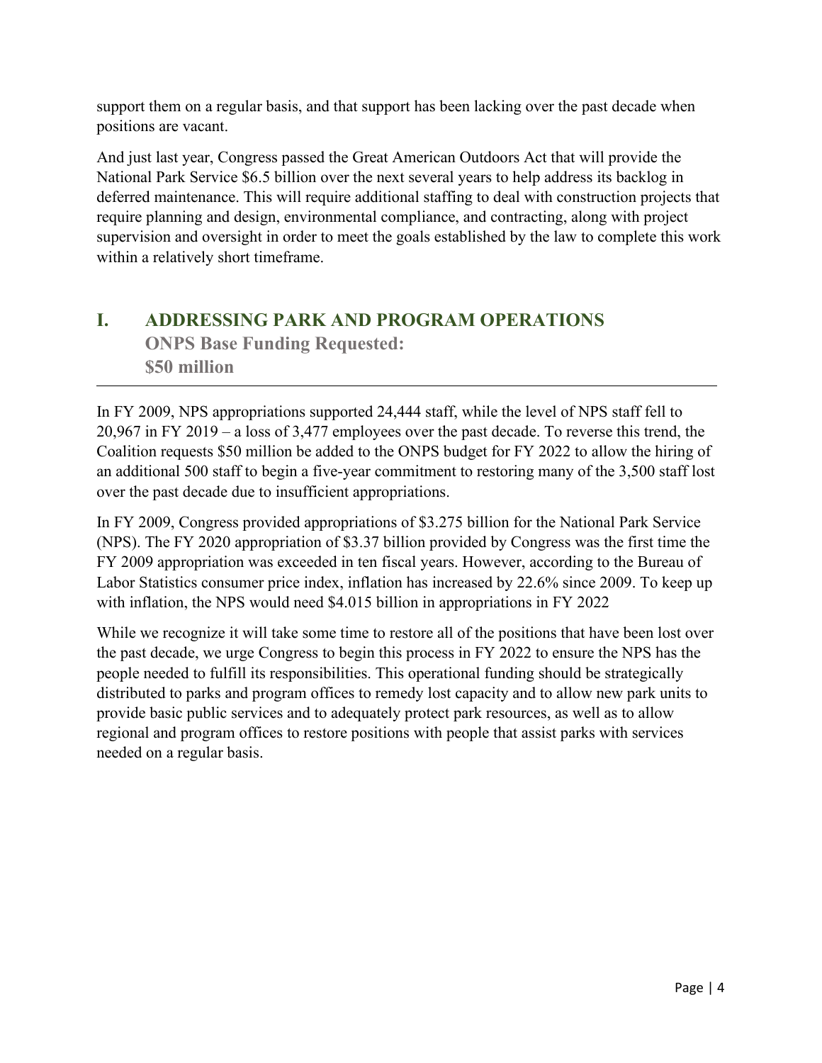support them on a regular basis, and that support has been lacking over the past decade when positions are vacant.

And just last year, Congress passed the Great American Outdoors Act that will provide the National Park Service $6.5 billion over the next several years to help address its backlog in deferred maintenance. This will require additional staffing to deal with construction projects that require planning and design, environmental compliance, and contracting, along with project supervision and oversight in order to meet the goals established by the law to complete this work within a relatively short timeframe.

## I. ADDRESSING PARK AND PROGRAM OPERATIONS

### ONPS Base Funding Requested: $50 million

In FY 2009, NPS appropriations supported 24,444 staff, while the level of NPS staff fell to 20,967 in FY 2019 – a loss of 3,477 employees over the past decade. To reverse this trend, the Coalition requests $50 million be added to the ONPS budget for FY 2022 to allow the hiring of an additional 500 staff to begin a five-year commitment to restoring many of the 3,500 staff lost over the past decade due to insufficient appropriations.

In FY 2009, Congress provided appropriations of $3.275 billion for the National Park Service (NPS). The FY 2020 appropriation of $3.37 billion provided by Congress was the first time the FY 2009 appropriation was exceeded in ten fiscal years. However, according to the Bureau of Labor Statistics consumer price index, inflation has increased by 22.6% since 2009. To keep up with inflation, the NPS would need $4.015 billion in appropriations in FY 2022

While we recognize it will take some time to restore all of the positions that have been lost over the past decade, we urge Congress to begin this process in FY 2022 to ensure the NPS has the people needed to fulfill its responsibilities. This operational funding should be strategically distributed to parks and program offices to remedy lost capacity and to allow new park units to provide basic public services and to adequately protect park resources, as well as to allow regional and program offices to restore positions with people that assist parks with services needed on a regular basis.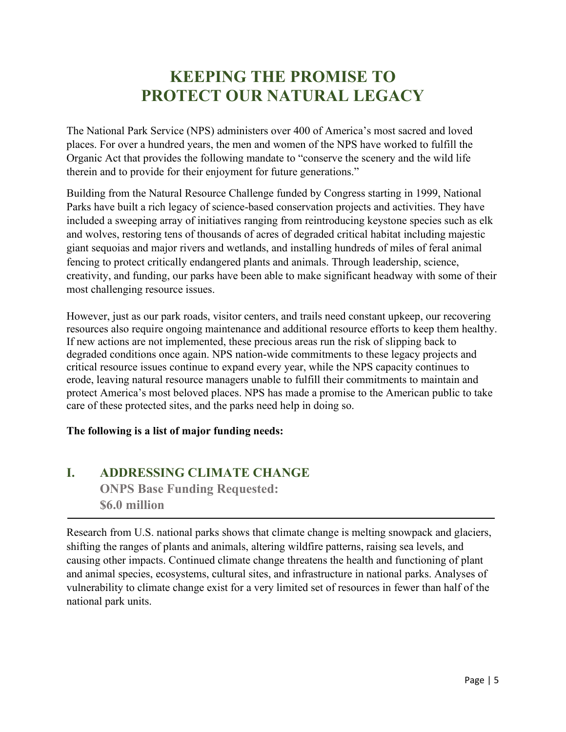# KEEPING THE PROMISE TO PROTECT OUR NATURAL LEGACY

The National Park Service (NPS) administers over 400 of America's most sacred and loved places. For over a hundred years, the men and women of the NPS have worked to fulfill the Organic Act that provides the following mandate to "conserve the scenery and the wild life therein and to provide for their enjoyment for future generations."

Building from the Natural Resource Challenge funded by Congress starting in 1999, National Parks have built a rich legacy of science-based conservation projects and activities. They have included a sweeping array of initiatives ranging from reintroducing keystone species such as elk and wolves, restoring tens of thousands of acres of degraded critical habitat including majestic giant sequoias and major rivers and wetlands, and installing hundreds of miles of feral animal fencing to protect critically endangered plants and animals. Through leadership, science, creativity, and funding, our parks have been able to make significant headway with some of their most challenging resource issues.

However, just as our park roads, visitor centers, and trails need constant upkeep, our recovering resources also require ongoing maintenance and additional resource efforts to keep them healthy. If new actions are not implemented, these precious areas run the risk of slipping back to degraded conditions once again. NPS nation-wide commitments to these legacy projects and critical resource issues continue to expand every year, while the NPS capacity continues to erode, leaving natural resource managers unable to fulfill their commitments to maintain and protect America's most beloved places. NPS has made a promise to the American public to take care of these protected sites, and the parks need help in doing so.

**The following is a list of major funding needs:**

## I. ADDRESSING CLIMATE CHANGE

**ONPS Base Funding Requested:**
**$6.0 million**

---

Research from U.S. national parks shows that climate change is melting snowpack and glaciers, shifting the ranges of plants and animals, altering wildfire patterns, raising sea levels, and causing other impacts. Continued climate change threatens the health and functioning of plant and animal species, ecosystems, cultural sites, and infrastructure in national parks. Analyses of vulnerability to climate change exist for a very limited set of resources in fewer than half of the national park units.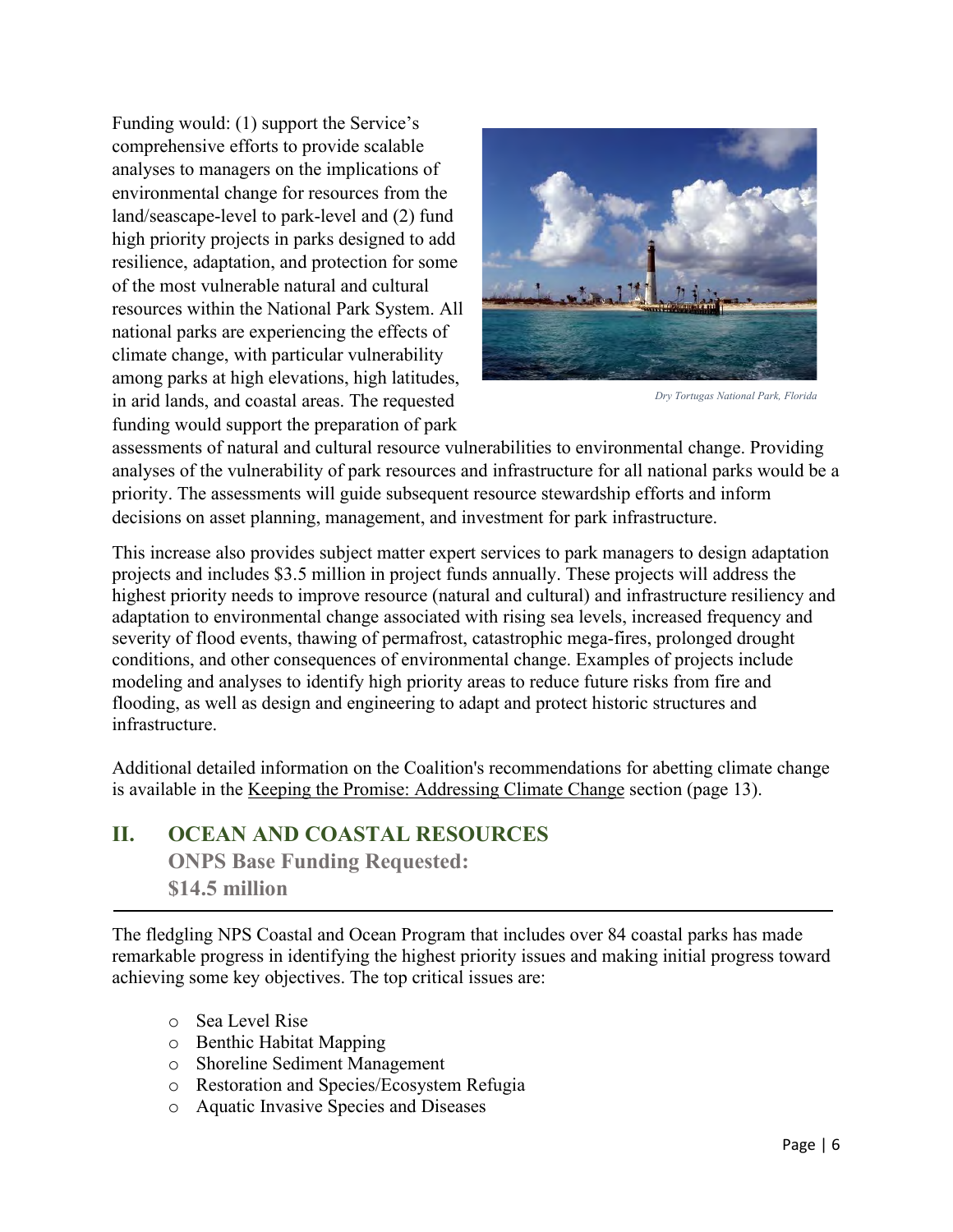Funding would: (1) support the Service's comprehensive efforts to provide scalable analyses to managers on the implications of environmental change for resources from the land/seascape-level to park-level and (2) fund high priority projects in parks designed to add resilience, adaptation, and protection for some of the most vulnerable natural and cultural resources within the National Park System. All national parks are experiencing the effects of climate change, with particular vulnerability among parks at high elevations, high latitudes, in arid lands, and coastal areas. The requested funding would support the preparation of park assessments of natural and cultural resource vulnerabilities to environmental change. Providing analyses of the vulnerability of park resources and infrastructure for all national parks would be a priority. The assessments will guide subsequent resource stewardship efforts and inform decisions on asset planning, management, and investment for park infrastructure.

*Dry Tortugas National Park, Florida*

This increase also provides subject matter expert services to park managers to design adaptation projects and includes $3.5 million in project funds annually. These projects will address the highest priority needs to improve resource (natural and cultural) and infrastructure resiliency and adaptation to environmental change associated with rising sea levels, increased frequency and severity of flood events, thawing of permafrost, catastrophic mega-fires, prolonged drought conditions, and other consequences of environmental change. Examples of projects include modeling and analyses to identify high priority areas to reduce future risks from fire and flooding, as well as design and engineering to adapt and protect historic structures and infrastructure.

Additional detailed information on the Coalition's recommendations for abetting climate change is available in the Keeping the Promise: Addressing Climate Change section (page 13).

## II. OCEAN AND COASTAL RESOURCES

**ONPS Base Funding Requested:**
**$14.5 million**

---

The fledgling NPS Coastal and Ocean Program that includes over 84 coastal parks has made remarkable progress in identifying the highest priority issues and making initial progress toward achieving some key objectives. The top critical issues are:

- Sea Level Rise
- Benthic Habitat Mapping
- Shoreline Sediment Management
- Restoration and Species/Ecosystem Refugia
- Aquatic Invasive Species and Diseases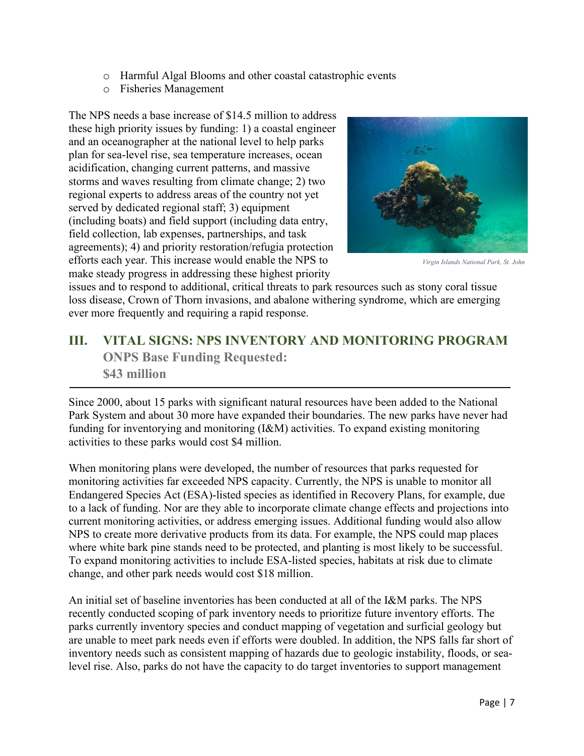- Harmful Algal Blooms and other coastal catastrophic events
- Fisheries Management

The NPS needs a base increase of $14.5 million to address these high priority issues by funding: 1) a coastal engineer and an oceanographer at the national level to help parks plan for sea-level rise, sea temperature increases, ocean acidification, changing current patterns, and massive storms and waves resulting from climate change; 2) two regional experts to address areas of the country not yet served by dedicated regional staff; 3) equipment (including boats) and field support (including data entry, field collection, lab expenses, partnerships, and task agreements); 4) and priority restoration/refugia protection efforts each year. This increase would enable the NPS to make steady progress in addressing these highest priority issues and to respond to additional, critical threats to park resources such as stony coral tissue loss disease, Crown of Thorn invasions, and abalone withering syndrome, which are emerging ever more frequently and requiring a rapid response.

*Virgin Islands National Park, St. John*

## III. VITAL SIGNS: NPS INVENTORY AND MONITORING PROGRAM

**ONPS Base Funding Requested:**
**$43 million**

Since 2000, about 15 parks with significant natural resources have been added to the National Park System and about 30 more have expanded their boundaries. The new parks have never had funding for inventorying and monitoring (I&M) activities. To expand existing monitoring activities to these parks would cost $4 million.

When monitoring plans were developed, the number of resources that parks requested for monitoring activities far exceeded NPS capacity. Currently, the NPS is unable to monitor all Endangered Species Act (ESA)-listed species as identified in Recovery Plans, for example, due to a lack of funding. Nor are they able to incorporate climate change effects and projections into current monitoring activities, or address emerging issues. Additional funding would also allow NPS to create more derivative products from its data. For example, the NPS could map places where white bark pine stands need to be protected, and planting is most likely to be successful. To expand monitoring activities to include ESA-listed species, habitats at risk due to climate change, and other park needs would cost $18 million.

An initial set of baseline inventories has been conducted at all of the I&M parks. The NPS recently conducted scoping of park inventory needs to prioritize future inventory efforts. The parks currently inventory species and conduct mapping of vegetation and surficial geology but are unable to meet park needs even if efforts were doubled. In addition, the NPS falls far short of inventory needs such as consistent mapping of hazards due to geologic instability, floods, or sea-level rise. Also, parks do not have the capacity to do target inventories to support management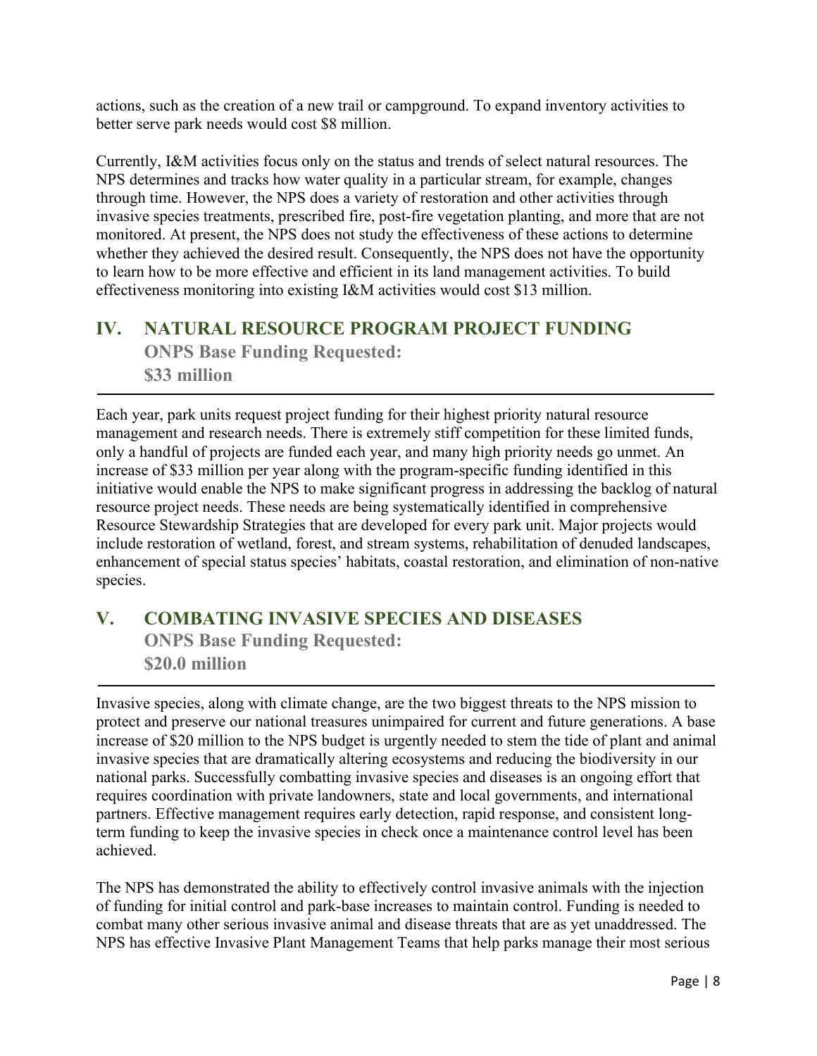actions, such as the creation of a new trail or campground. To expand inventory activities to better serve park needs would cost $8 million.

Currently, I&M activities focus only on the status and trends of select natural resources. The NPS determines and tracks how water quality in a particular stream, for example, changes through time. However, the NPS does a variety of restoration and other activities through invasive species treatments, prescribed fire, post-fire vegetation planting, and more that are not monitored. At present, the NPS does not study the effectiveness of these actions to determine whether they achieved the desired result. Consequently, the NPS does not have the opportunity to learn how to be more effective and efficient in its land management activities. To build effectiveness monitoring into existing I&M activities would cost $13 million.

## IV. NATURAL RESOURCE PROGRAM PROJECT FUNDING

**ONPS Base Funding Requested:**
**$33 million**

Each year, park units request project funding for their highest priority natural resource management and research needs. There is extremely stiff competition for these limited funds, only a handful of projects are funded each year, and many high priority needs go unmet. An increase of $33 million per year along with the program-specific funding identified in this initiative would enable the NPS to make significant progress in addressing the backlog of natural resource project needs. These needs are being systematically identified in comprehensive Resource Stewardship Strategies that are developed for every park unit. Major projects would include restoration of wetland, forest, and stream systems, rehabilitation of denuded landscapes, enhancement of special status species' habitats, coastal restoration, and elimination of non-native species.

## V. COMBATING INVASIVE SPECIES AND DISEASES

**ONPS Base Funding Requested:**
**$20.0 million**

Invasive species, along with climate change, are the two biggest threats to the NPS mission to protect and preserve our national treasures unimpaired for current and future generations. A base increase of $20 million to the NPS budget is urgently needed to stem the tide of plant and animal invasive species that are dramatically altering ecosystems and reducing the biodiversity in our national parks. Successfully combatting invasive species and diseases is an ongoing effort that requires coordination with private landowners, state and local governments, and international partners. Effective management requires early detection, rapid response, and consistent long-term funding to keep the invasive species in check once a maintenance control level has been achieved.

The NPS has demonstrated the ability to effectively control invasive animals with the injection of funding for initial control and park-base increases to maintain control. Funding is needed to combat many other serious invasive animal and disease threats that are as yet unaddressed. The NPS has effective Invasive Plant Management Teams that help parks manage their most serious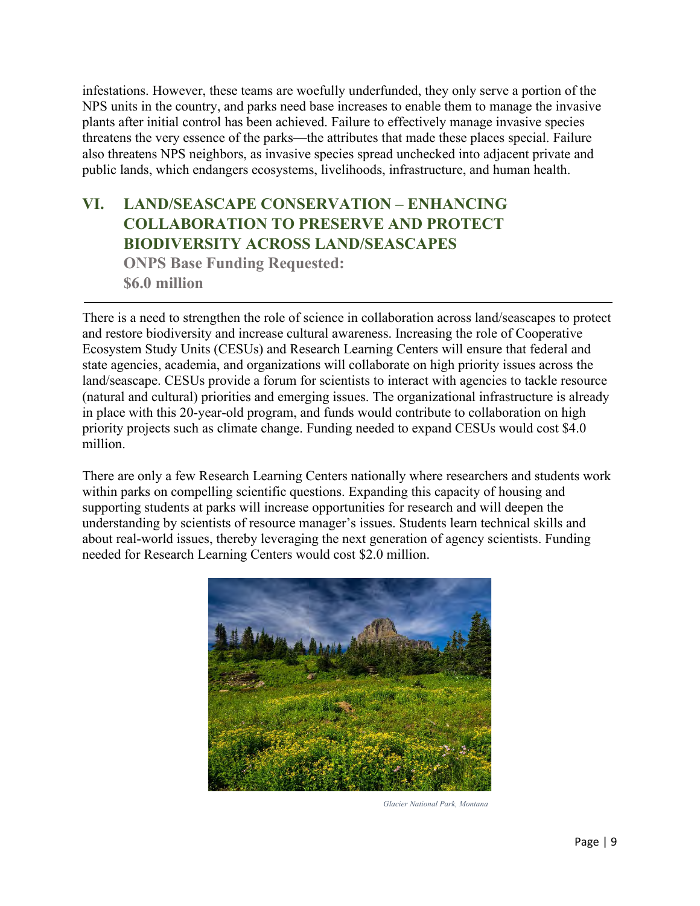infestations. However, these teams are woefully underfunded, they only serve a portion of the NPS units in the country, and parks need base increases to enable them to manage the invasive plants after initial control has been achieved. Failure to effectively manage invasive species threatens the very essence of the parks—the attributes that made these places special. Failure also threatens NPS neighbors, as invasive species spread unchecked into adjacent private and public lands, which endangers ecosystems, livelihoods, infrastructure, and human health.

## VI. LAND/SEASCAPE CONSERVATION – ENHANCING COLLABORATION TO PRESERVE AND PROTECT BIODIVERSITY ACROSS LAND/SEASCAPES

**ONPS Base Funding Requested: $6.0 million**

---

There is a need to strengthen the role of science in collaboration across land/seascapes to protect and restore biodiversity and increase cultural awareness. Increasing the role of Cooperative Ecosystem Study Units (CESUs) and Research Learning Centers will ensure that federal and state agencies, academia, and organizations will collaborate on high priority issues across the land/seascape. CESUs provide a forum for scientists to interact with agencies to tackle resource (natural and cultural) priorities and emerging issues. The organizational infrastructure is already in place with this 20-year-old program, and funds would contribute to collaboration on high priority projects such as climate change. Funding needed to expand CESUs would cost $4.0 million.

There are only a few Research Learning Centers nationally where researchers and students work within parks on compelling scientific questions. Expanding this capacity of housing and supporting students at parks will increase opportunities for research and will deepen the understanding by scientists of resource manager's issues. Students learn technical skills and about real-world issues, thereby leveraging the next generation of agency scientists. Funding needed for Research Learning Centers would cost $2.0 million.

*Glacier National Park, Montana*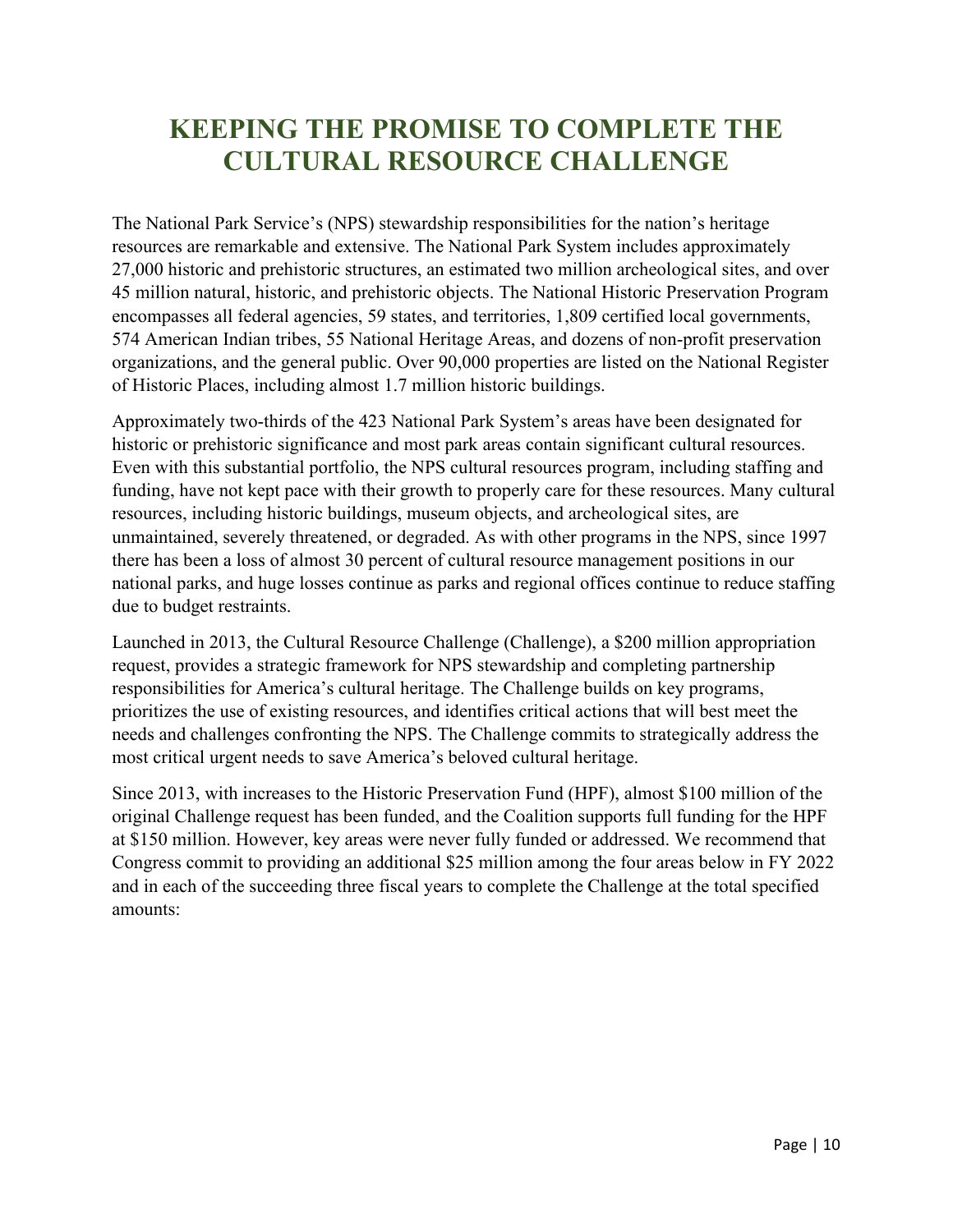# KEEPING THE PROMISE TO COMPLETE THE CULTURAL RESOURCE CHALLENGE

The National Park Service's (NPS) stewardship responsibilities for the nation's heritage resources are remarkable and extensive. The National Park System includes approximately 27,000 historic and prehistoric structures, an estimated two million archeological sites, and over 45 million natural, historic, and prehistoric objects. The National Historic Preservation Program encompasses all federal agencies, 59 states, and territories, 1,809 certified local governments, 574 American Indian tribes, 55 National Heritage Areas, and dozens of non-profit preservation organizations, and the general public. Over 90,000 properties are listed on the National Register of Historic Places, including almost 1.7 million historic buildings.

Approximately two-thirds of the 423 National Park System's areas have been designated for historic or prehistoric significance and most park areas contain significant cultural resources. Even with this substantial portfolio, the NPS cultural resources program, including staffing and funding, have not kept pace with their growth to properly care for these resources. Many cultural resources, including historic buildings, museum objects, and archeological sites, are unmaintained, severely threatened, or degraded. As with other programs in the NPS, since 1997 there has been a loss of almost 30 percent of cultural resource management positions in our national parks, and huge losses continue as parks and regional offices continue to reduce staffing due to budget restraints.

Launched in 2013, the Cultural Resource Challenge (Challenge), a $200 million appropriation request, provides a strategic framework for NPS stewardship and completing partnership responsibilities for America's cultural heritage. The Challenge builds on key programs, prioritizes the use of existing resources, and identifies critical actions that will best meet the needs and challenges confronting the NPS. The Challenge commits to strategically address the most critical urgent needs to save America's beloved cultural heritage.

Since 2013, with increases to the Historic Preservation Fund (HPF), almost $100 million of the original Challenge request has been funded, and the Coalition supports full funding for the HPF at $150 million. However, key areas were never fully funded or addressed. We recommend that Congress commit to providing an additional $25 million among the four areas below in FY 2022 and in each of the succeeding three fiscal years to complete the Challenge at the total specified amounts: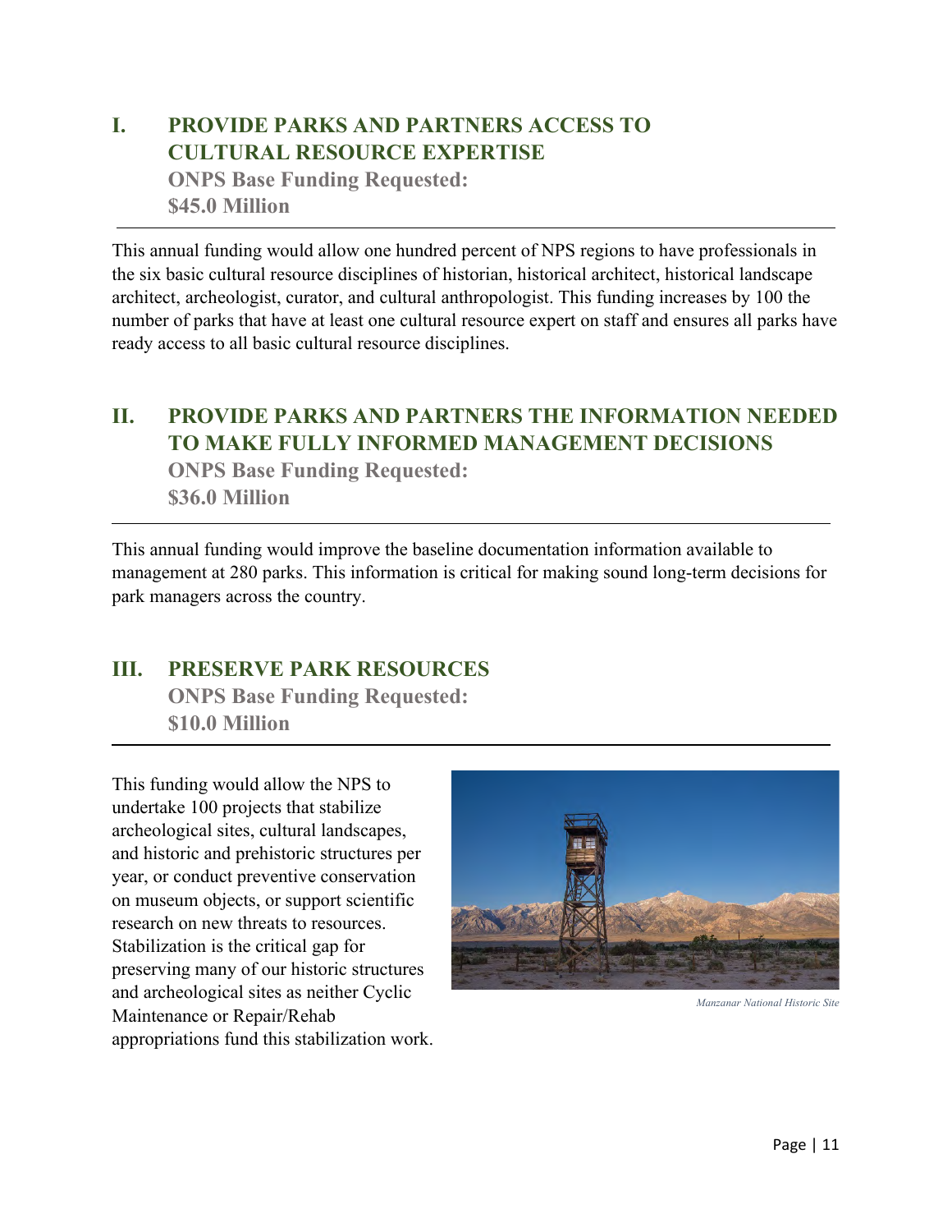## I. PROVIDE PARKS AND PARTNERS ACCESS TO CULTURAL RESOURCE EXPERTISE

**ONPS Base Funding Requested:**
**$45.0 Million**

This annual funding would allow one hundred percent of NPS regions to have professionals in the six basic cultural resource disciplines of historian, historical architect, historical landscape architect, archeologist, curator, and cultural anthropologist. This funding increases by 100 the number of parks that have at least one cultural resource expert on staff and ensures all parks have ready access to all basic cultural resource disciplines.

## II. PROVIDE PARKS AND PARTNERS THE INFORMATION NEEDED TO MAKE FULLY INFORMED MANAGEMENT DECISIONS

**ONPS Base Funding Requested:**
**$36.0 Million**

This annual funding would improve the baseline documentation information available to management at 280 parks. This information is critical for making sound long-term decisions for park managers across the country.

## III. PRESERVE PARK RESOURCES

**ONPS Base Funding Requested:**
**$10.0 Million**

This funding would allow the NPS to undertake 100 projects that stabilize archeological sites, cultural landscapes, and historic and prehistoric structures per year, or conduct preventive conservation on museum objects, or support scientific research on new threats to resources. Stabilization is the critical gap for preserving many of our historic structures and archeological sites as neither Cyclic Maintenance or Repair/Rehab appropriations fund this stabilization work.

*Manzanar National Historic Site*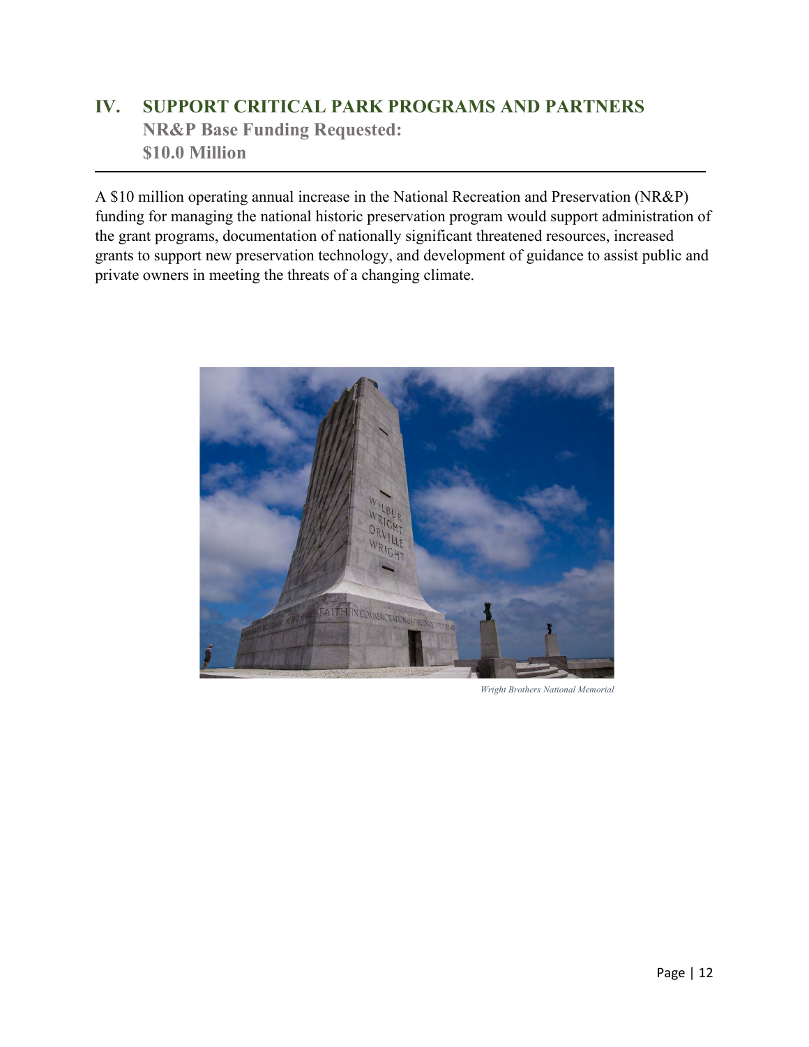## IV. SUPPORT CRITICAL PARK PROGRAMS AND PARTNERS

**NR&P Base Funding Requested:**
**$10.0 Million**

A $10 million operating annual increase in the National Recreation and Preservation (NR&P) funding for managing the national historic preservation program would support administration of the grant programs, documentation of nationally significant threatened resources, increased grants to support new preservation technology, and development of guidance to assist public and private owners in meeting the threats of a changing climate.

*Wright Brothers National Memorial*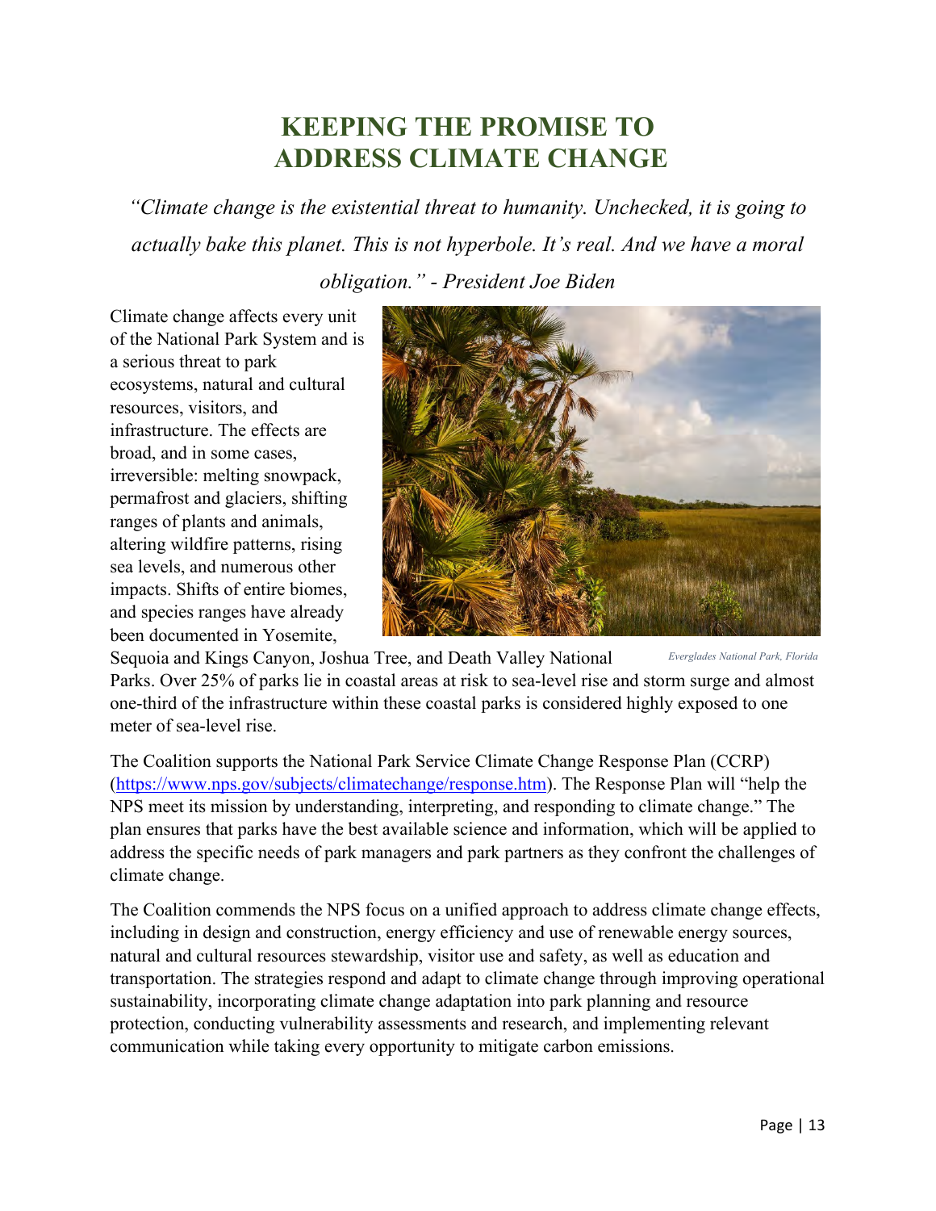# KEEPING THE PROMISE TO ADDRESS CLIMATE CHANGE

*"Climate change is the existential threat to humanity. Unchecked, it is going to actually bake this planet. This is not hyperbole. It's real. And we have a moral obligation." - President Joe Biden*

Climate change affects every unit of the National Park System and is a serious threat to park ecosystems, natural and cultural resources, visitors, and infrastructure. The effects are broad, and in some cases, irreversible: melting snowpack, permafrost and glaciers, shifting ranges of plants and animals, altering wildfire patterns, rising sea levels, and numerous other impacts. Shifts of entire biomes, and species ranges have already been documented in Yosemite, Sequoia and Kings Canyon, Joshua Tree, and Death Valley National Parks. Over 25% of parks lie in coastal areas at risk to sea-level rise and storm surge and almost one-third of the infrastructure within these coastal parks is considered highly exposed to one meter of sea-level rise.

*Everglades National Park, Florida*

The Coalition supports the National Park Service Climate Change Response Plan (CCRP) (https://www.nps.gov/subjects/climatechange/response.htm). The Response Plan will "help the NPS meet its mission by understanding, interpreting, and responding to climate change." The plan ensures that parks have the best available science and information, which will be applied to address the specific needs of park managers and park partners as they confront the challenges of climate change.

The Coalition commends the NPS focus on a unified approach to address climate change effects, including in design and construction, energy efficiency and use of renewable energy sources, natural and cultural resources stewardship, visitor use and safety, as well as education and transportation. The strategies respond and adapt to climate change through improving operational sustainability, incorporating climate change adaptation into park planning and resource protection, conducting vulnerability assessments and research, and implementing relevant communication while taking every opportunity to mitigate carbon emissions.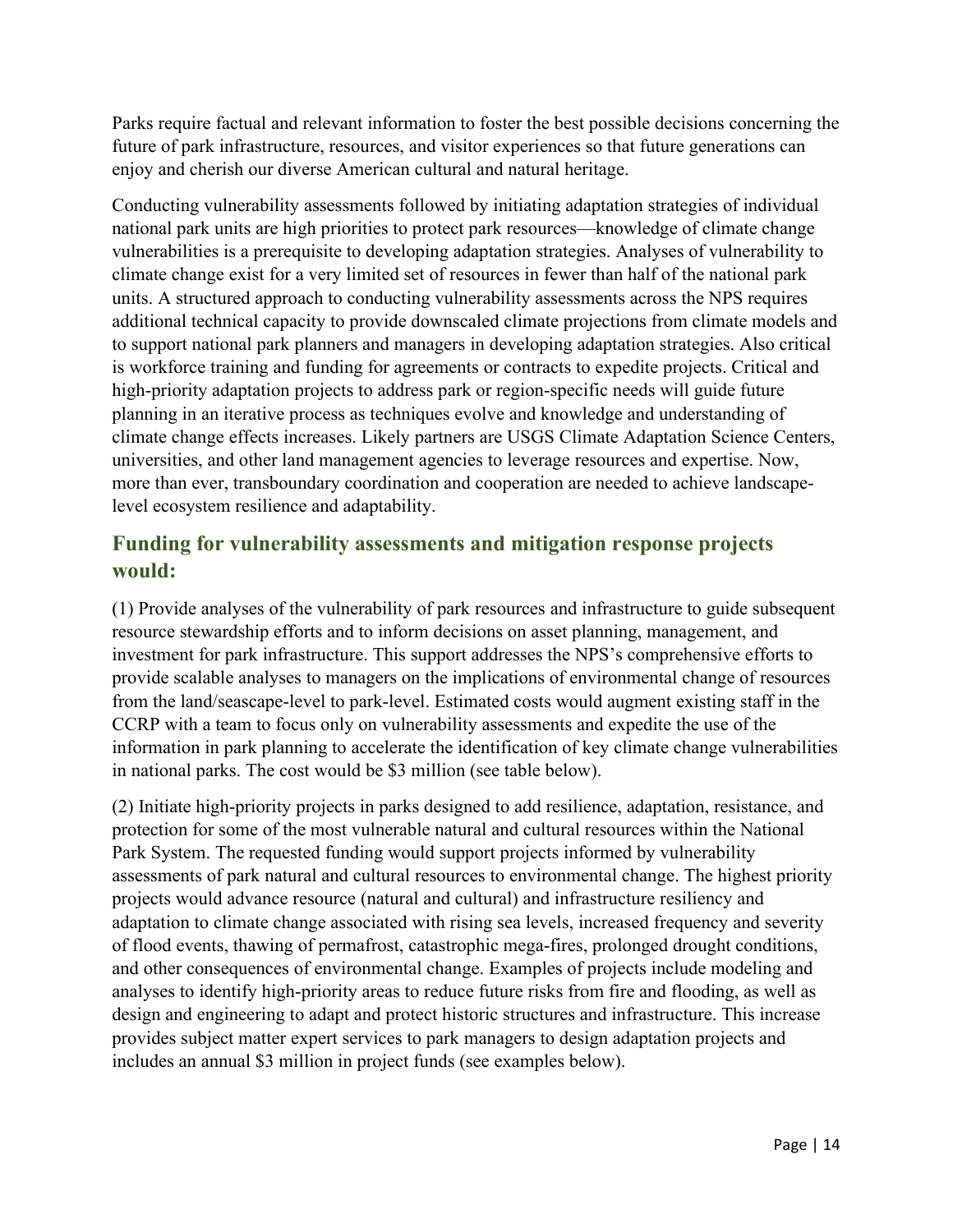Parks require factual and relevant information to foster the best possible decisions concerning the future of park infrastructure, resources, and visitor experiences so that future generations can enjoy and cherish our diverse American cultural and natural heritage.

Conducting vulnerability assessments followed by initiating adaptation strategies of individual national park units are high priorities to protect park resources—knowledge of climate change vulnerabilities is a prerequisite to developing adaptation strategies. Analyses of vulnerability to climate change exist for a very limited set of resources in fewer than half of the national park units. A structured approach to conducting vulnerability assessments across the NPS requires additional technical capacity to provide downscaled climate projections from climate models and to support national park planners and managers in developing adaptation strategies. Also critical is workforce training and funding for agreements or contracts to expedite projects. Critical and high-priority adaptation projects to address park or region-specific needs will guide future planning in an iterative process as techniques evolve and knowledge and understanding of climate change effects increases. Likely partners are USGS Climate Adaptation Science Centers, universities, and other land management agencies to leverage resources and expertise. Now, more than ever, transboundary coordination and cooperation are needed to achieve landscape-level ecosystem resilience and adaptability.

## Funding for vulnerability assessments and mitigation response projects would:

(1) Provide analyses of the vulnerability of park resources and infrastructure to guide subsequent resource stewardship efforts and to inform decisions on asset planning, management, and investment for park infrastructure. This support addresses the NPS's comprehensive efforts to provide scalable analyses to managers on the implications of environmental change of resources from the land/seascape-level to park-level. Estimated costs would augment existing staff in the CCRP with a team to focus only on vulnerability assessments and expedite the use of the information in park planning to accelerate the identification of key climate change vulnerabilities in national parks. The cost would be $3 million (see table below).

(2) Initiate high-priority projects in parks designed to add resilience, adaptation, resistance, and protection for some of the most vulnerable natural and cultural resources within the National Park System. The requested funding would support projects informed by vulnerability assessments of park natural and cultural resources to environmental change. The highest priority projects would advance resource (natural and cultural) and infrastructure resiliency and adaptation to climate change associated with rising sea levels, increased frequency and severity of flood events, thawing of permafrost, catastrophic mega-fires, prolonged drought conditions, and other consequences of environmental change. Examples of projects include modeling and analyses to identify high-priority areas to reduce future risks from fire and flooding, as well as design and engineering to adapt and protect historic structures and infrastructure. This increase provides subject matter expert services to park managers to design adaptation projects and includes an annual $3 million in project funds (see examples below).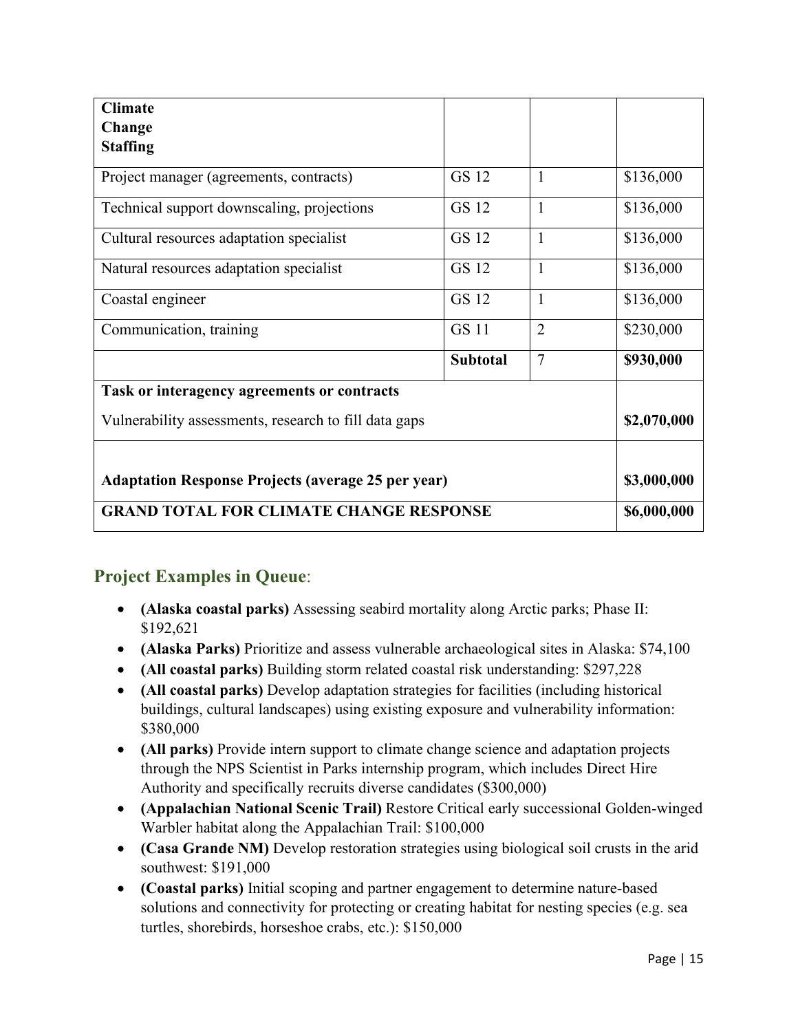| **Climate Change Staffing** | | | |
|---|---|---|---|
| Project manager (agreements, contracts) | GS 12 | 1 | $136,000 |
| Technical support downscaling, projections | GS 12 | 1 | $136,000 |
| Cultural resources adaptation specialist | GS 12 | 1 | $136,000 |
| Natural resources adaptation specialist | GS 12 | 1 | $136,000 |
| Coastal engineer | GS 12 | 1 | $136,000 |
| Communication, training | GS 11 | 2 | $230,000 |
| | **Subtotal** | 7 | **$930,000** |
| **Task or interagency agreements or contracts**<br>Vulnerability assessments, research to fill data gaps | | | **$2,070,000** |
| **Adaptation Response Projects (average 25 per year)** | | | **$3,000,000** |
| **GRAND TOTAL FOR CLIMATE CHANGE RESPONSE** | | | **$6,000,000** |

## Project Examples in Queue:

- **(Alaska coastal parks)** Assessing seabird mortality along Arctic parks; Phase II: $192,621
- **(Alaska Parks)** Prioritize and assess vulnerable archaeological sites in Alaska: $74,100
- **(All coastal parks)** Building storm related coastal risk understanding: $297,228
- **(All coastal parks)** Develop adaptation strategies for facilities (including historical buildings, cultural landscapes) using existing exposure and vulnerability information: $380,000
- **(All parks)** Provide intern support to climate change science and adaptation projects through the NPS Scientist in Parks internship program, which includes Direct Hire Authority and specifically recruits diverse candidates ($300,000)
- **(Appalachian National Scenic Trail)** Restore Critical early successional Golden-winged Warbler habitat along the Appalachian Trail: $100,000
- **(Casa Grande NM)** Develop restoration strategies using biological soil crusts in the arid southwest: $191,000
- **(Coastal parks)** Initial scoping and partner engagement to determine nature-based solutions and connectivity for protecting or creating habitat for nesting species (e.g. sea turtles, shorebirds, horseshoe crabs, etc.): $150,000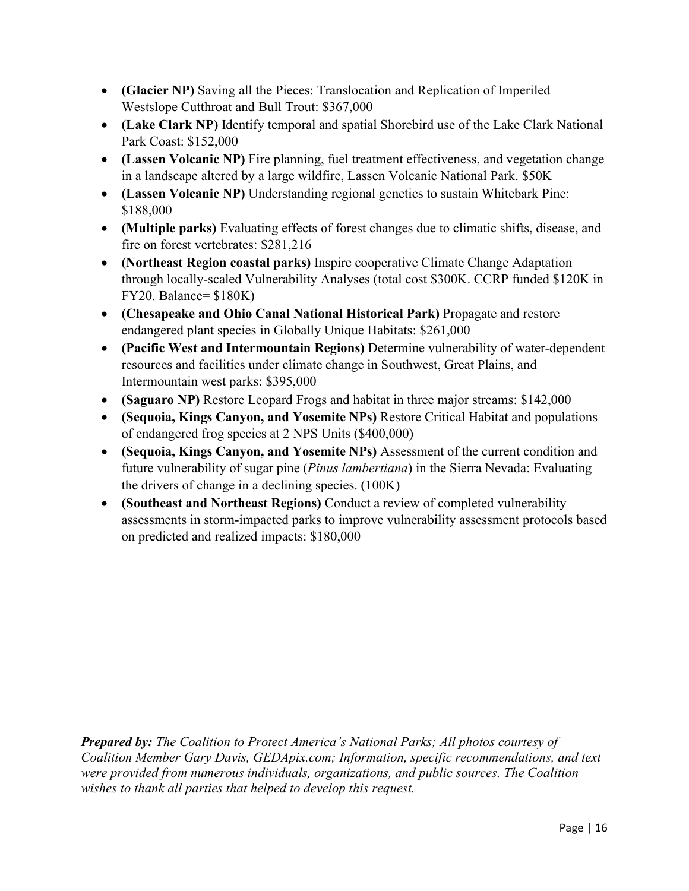- **(Glacier NP)** Saving all the Pieces: Translocation and Replication of Imperiled Westslope Cutthroat and Bull Trout: $367,000
- **(Lake Clark NP)** Identify temporal and spatial Shorebird use of the Lake Clark National Park Coast: $152,000
- **(Lassen Volcanic NP)** Fire planning, fuel treatment effectiveness, and vegetation change in a landscape altered by a large wildfire, Lassen Volcanic National Park. $50K
- **(Lassen Volcanic NP)** Understanding regional genetics to sustain Whitebark Pine: $188,000
- **(Multiple parks)** Evaluating effects of forest changes due to climatic shifts, disease, and fire on forest vertebrates: $281,216
- **(Northeast Region coastal parks)** Inspire cooperative Climate Change Adaptation through locally-scaled Vulnerability Analyses (total cost $300K. CCRP funded $120K in FY20. Balance= $180K)
- **(Chesapeake and Ohio Canal National Historical Park)** Propagate and restore endangered plant species in Globally Unique Habitats: $261,000
- **(Pacific West and Intermountain Regions)** Determine vulnerability of water-dependent resources and facilities under climate change in Southwest, Great Plains, and Intermountain west parks: $395,000
- **(Saguaro NP)** Restore Leopard Frogs and habitat in three major streams: $142,000
- **(Sequoia, Kings Canyon, and Yosemite NPs)** Restore Critical Habitat and populations of endangered frog species at 2 NPS Units ($400,000)
- **(Sequoia, Kings Canyon, and Yosemite NPs)** Assessment of the current condition and future vulnerability of sugar pine (*Pinus lambertiana*) in the Sierra Nevada: Evaluating the drivers of change in a declining species. (100K)
- **(Southeast and Northeast Regions)** Conduct a review of completed vulnerability assessments in storm-impacted parks to improve vulnerability assessment protocols based on predicted and realized impacts: $180,000

***Prepared by:*** *The Coalition to Protect America's National Parks; All photos courtesy of Coalition Member Gary Davis, GEDApix.com; Information, specific recommendations, and text were provided from numerous individuals, organizations, and public sources. The Coalition wishes to thank all parties that helped to develop this request.*